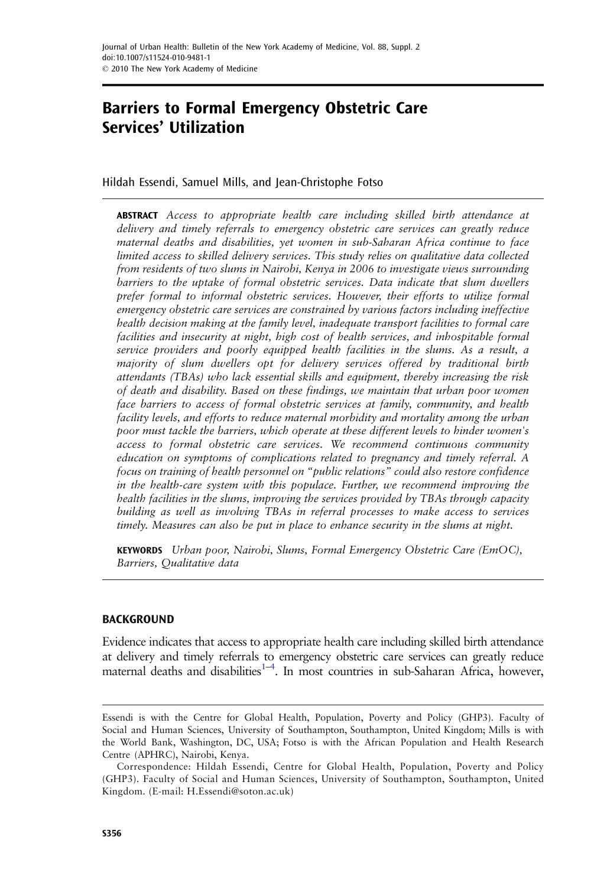# Barriers to Formal Emergency Obstetric Care Services' Utilization

Hildah Essendi, Samuel Mills, and Jean-Christophe Fotso

**ABSTRACT** *Access to appropriate health care including skilled birth attendance at delivery and timely referrals to emergency obstetric care services can greatly reduce maternal deaths and disabilities, yet women in sub-Saharan Africa continue to face limited access to skilled delivery services. This study relies on qualitative data collected from residents of two slums in Nairobi, Kenya in 2006 to investigate views surrounding barriers to the uptake of formal obstetric services. Data indicate that slum dwellers prefer formal to informal obstetric services. However, their efforts to utilize formal emergency obstetric care services are constrained by various factors including ineffective health decision making at the family level, inadequate transport facilities to formal care facilities and insecurity at night, high cost of health services, and inhospitable formal service providers and poorly equipped health facilities in the slums. As a result, a majority of slum dwellers opt for delivery services offered by traditional birth attendants (TBAs) who lack essential skills and equipment, thereby increasing the risk of death and disability. Based on these findings, we maintain that urban poor women face barriers to access of formal obstetric services at family, community, and health facility levels, and efforts to reduce maternal morbidity and mortality among the urban poor must tackle the barriers, which operate at these different levels to hinder women's access to formal obstetric care services. We recommend continuous community education on symptoms of complications related to pregnancy and timely referral. A focus on training of health personnel on "public relations" could also restore confidence in the health-care system with this populace. Further, we recommend improving the health facilities in the slums, improving the services provided by TBAs through capacity building as well as involving TBAs in referral processes to make access to services timely. Measures can also be put in place to enhance security in the slums at night.*

**KEYWORDS** *Urban poor, Nairobi, Slums, Formal Emergency Obstetric Care (EmOC), Barriers, Qualitative data*

## BACKGROUND

Evidence indicates that access to appropriate health care including skilled birth attendance at delivery and timely referrals to emergency obstetric care services can greatly reduce maternal deaths and disabilities[1–4]. In most countries in sub-Saharan Africa, however,

---

Essendi is with the Centre for Global Health, Population, Poverty and Policy (GHP3). Faculty of Social and Human Sciences, University of Southampton, Southampton, United Kingdom; Mills is with the World Bank, Washington, DC, USA; Fotso is with the African Population and Health Research Centre (APHRC), Nairobi, Kenya.

Correspondence: Hildah Essendi, Centre for Global Health, Population, Poverty and Policy (GHP3). Faculty of Social and Human Sciences, University of Southampton, Southampton, United Kingdom. (E-mail: H.Essendi@soton.ac.uk)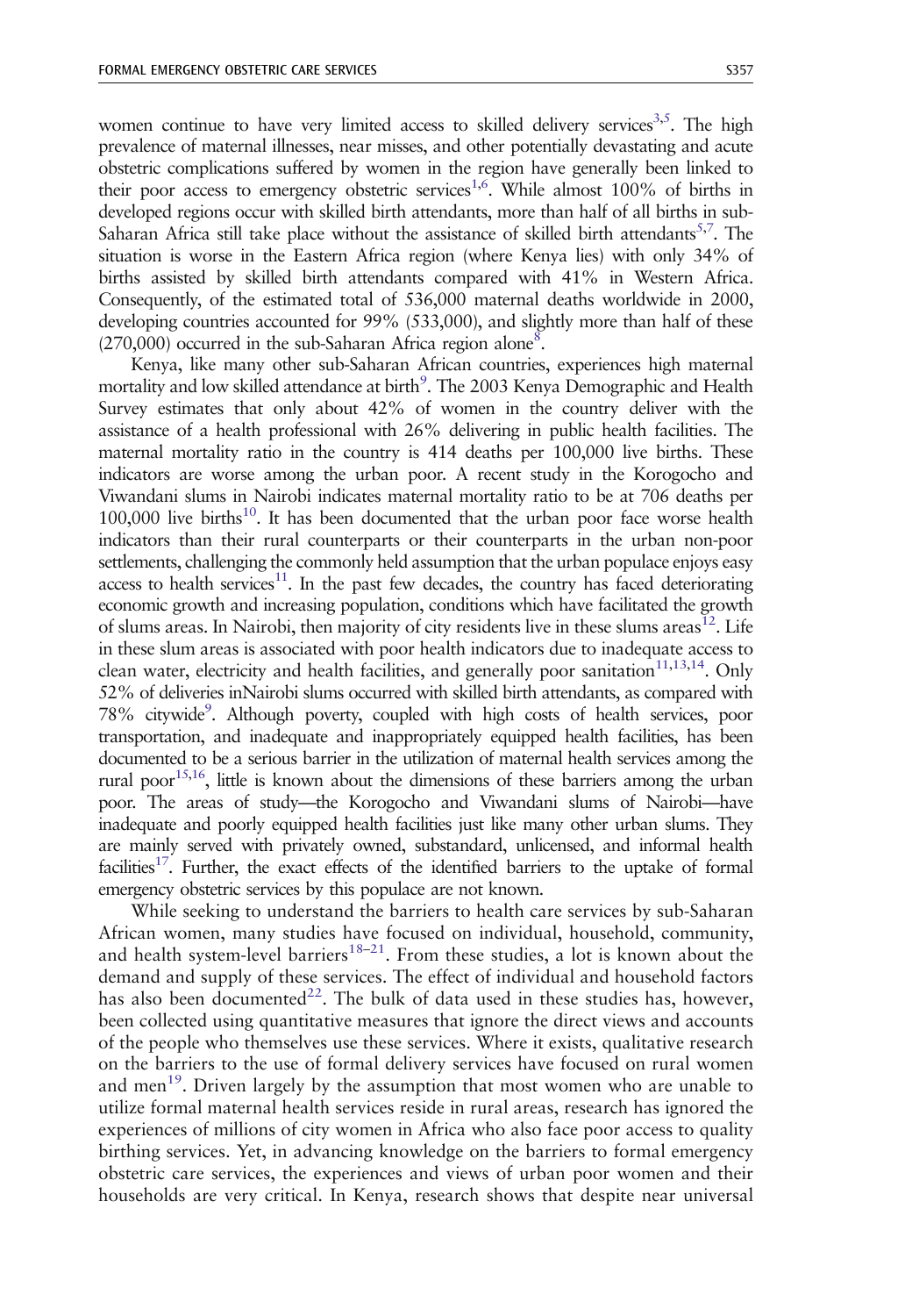women continue to have very limited access to skilled delivery services[3,5]. The high prevalence of maternal illnesses, near misses, and other potentially devastating and acute obstetric complications suffered by women in the region have generally been linked to their poor access to emergency obstetric services[1,6]. While almost 100% of births in developed regions occur with skilled birth attendants, more than half of all births in sub-Saharan Africa still take place without the assistance of skilled birth attendants[5,7]. The situation is worse in the Eastern Africa region (where Kenya lies) with only 34% of births assisted by skilled birth attendants compared with 41% in Western Africa. Consequently, of the estimated total of 536,000 maternal deaths worldwide in 2000, developing countries accounted for 99% (533,000), and slightly more than half of these (270,000) occurred in the sub-Saharan Africa region alone[8].

Kenya, like many other sub-Saharan African countries, experiences high maternal mortality and low skilled attendance at birth[9]. The 2003 Kenya Demographic and Health Survey estimates that only about 42% of women in the country deliver with the assistance of a health professional with 26% delivering in public health facilities. The maternal mortality ratio in the country is 414 deaths per 100,000 live births. These indicators are worse among the urban poor. A recent study in the Korogocho and Viwandani slums in Nairobi indicates maternal mortality ratio to be at 706 deaths per 100,000 live births[10]. It has been documented that the urban poor face worse health indicators than their rural counterparts or their counterparts in the urban non-poor settlements, challenging the commonly held assumption that the urban populace enjoys easy access to health services[11]. In the past few decades, the country has faced deteriorating economic growth and increasing population, conditions which have facilitated the growth of slums areas. In Nairobi, then majority of city residents live in these slums areas[12]. Life in these slum areas is associated with poor health indicators due to inadequate access to clean water, electricity and health facilities, and generally poor sanitation[11,13,14]. Only 52% of deliveries inNairobi slums occurred with skilled birth attendants, as compared with 78% citywide[9]. Although poverty, coupled with high costs of health services, poor transportation, and inadequate and inappropriately equipped health facilities, has been documented to be a serious barrier in the utilization of maternal health services among the rural poor[15,16], little is known about the dimensions of these barriers among the urban poor. The areas of study—the Korogocho and Viwandani slums of Nairobi—have inadequate and poorly equipped health facilities just like many other urban slums. They are mainly served with privately owned, substandard, unlicensed, and informal health facilities[17]. Further, the exact effects of the identified barriers to the uptake of formal emergency obstetric services by this populace are not known.

While seeking to understand the barriers to health care services by sub-Saharan African women, many studies have focused on individual, household, community, and health system-level barriers[18–21]. From these studies, a lot is known about the demand and supply of these services. The effect of individual and household factors has also been documented[22]. The bulk of data used in these studies has, however, been collected using quantitative measures that ignore the direct views and accounts of the people who themselves use these services. Where it exists, qualitative research on the barriers to the use of formal delivery services have focused on rural women and men[19]. Driven largely by the assumption that most women who are unable to utilize formal maternal health services reside in rural areas, research has ignored the experiences of millions of city women in Africa who also face poor access to quality birthing services. Yet, in advancing knowledge on the barriers to formal emergency obstetric care services, the experiences and views of urban poor women and their households are very critical. In Kenya, research shows that despite near universal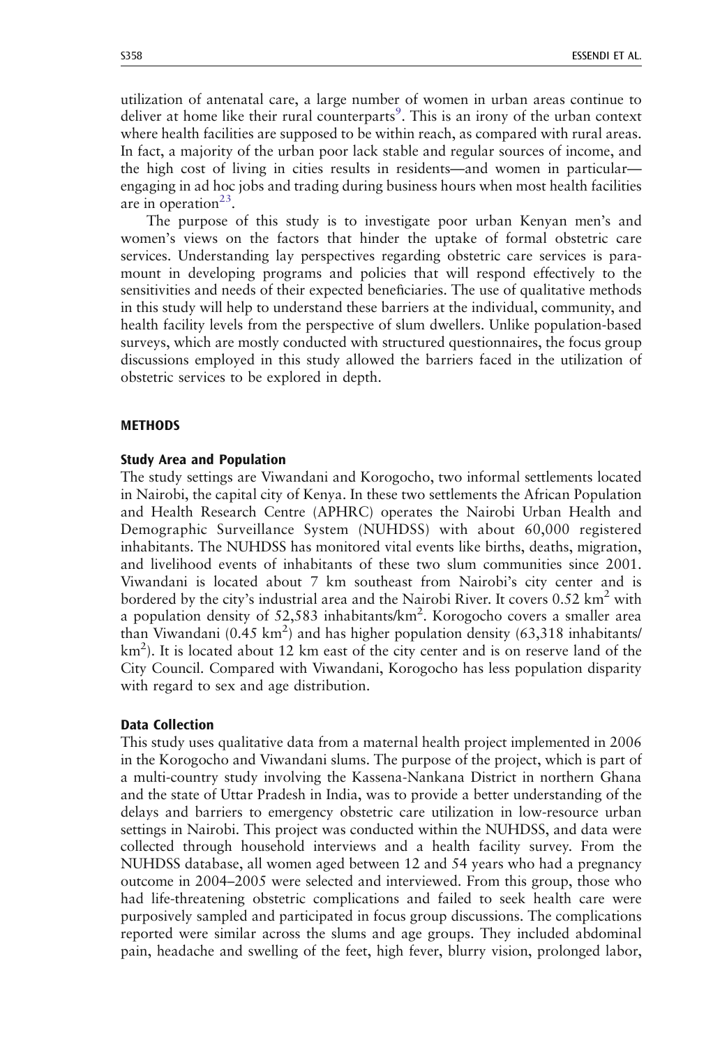utilization of antenatal care, a large number of women in urban areas continue to deliver at home like their rural counterparts[9]. This is an irony of the urban context where health facilities are supposed to be within reach, as compared with rural areas. In fact, a majority of the urban poor lack stable and regular sources of income, and the high cost of living in cities results in residents—and women in particular—engaging in ad hoc jobs and trading during business hours when most health facilities are in operation[23].

The purpose of this study is to investigate poor urban Kenyan men's and women's views on the factors that hinder the uptake of formal obstetric care services. Understanding lay perspectives regarding obstetric care services is paramount in developing programs and policies that will respond effectively to the sensitivities and needs of their expected beneficiaries. The use of qualitative methods in this study will help to understand these barriers at the individual, community, and health facility levels from the perspective of slum dwellers. Unlike population-based surveys, which are mostly conducted with structured questionnaires, the focus group discussions employed in this study allowed the barriers faced in the utilization of obstetric services to be explored in depth.

## METHODS

### Study Area and Population

The study settings are Viwandani and Korogocho, two informal settlements located in Nairobi, the capital city of Kenya. In these two settlements the African Population and Health Research Centre (APHRC) operates the Nairobi Urban Health and Demographic Surveillance System (NUHDSS) with about 60,000 registered inhabitants. The NUHDSS has monitored vital events like births, deaths, migration, and livelihood events of inhabitants of these two slum communities since 2001. Viwandani is located about 7 km southeast from Nairobi's city center and is bordered by the city's industrial area and the Nairobi River. It covers 0.52 km$^2$ with a population density of 52,583 inhabitants/km$^2$. Korogocho covers a smaller area than Viwandani (0.45 km$^2$) and has higher population density (63,318 inhabitants/km$^2$). It is located about 12 km east of the city center and is on reserve land of the City Council. Compared with Viwandani, Korogocho has less population disparity with regard to sex and age distribution.

### Data Collection

This study uses qualitative data from a maternal health project implemented in 2006 in the Korogocho and Viwandani slums. The purpose of the project, which is part of a multi-country study involving the Kassena-Nankana District in northern Ghana and the state of Uttar Pradesh in India, was to provide a better understanding of the delays and barriers to emergency obstetric care utilization in low-resource urban settings in Nairobi. This project was conducted within the NUHDSS, and data were collected through household interviews and a health facility survey. From the NUHDSS database, all women aged between 12 and 54 years who had a pregnancy outcome in 2004–2005 were selected and interviewed. From this group, those who had life-threatening obstetric complications and failed to seek health care were purposively sampled and participated in focus group discussions. The complications reported were similar across the slums and age groups. They included abdominal pain, headache and swelling of the feet, high fever, blurry vision, prolonged labor,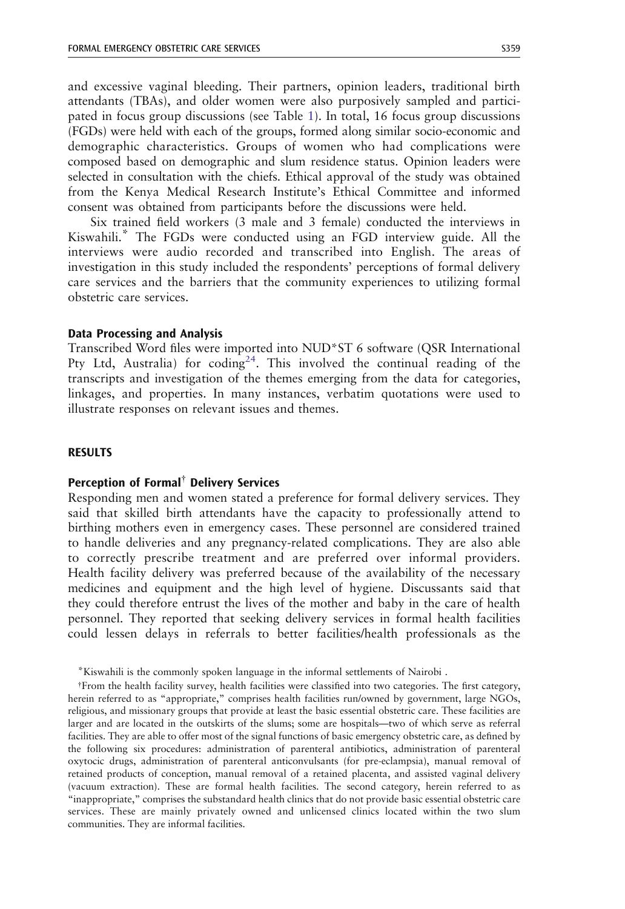and excessive vaginal bleeding. Their partners, opinion leaders, traditional birth attendants (TBAs), and older women were also purposively sampled and participated in focus group discussions (see Table 1). In total, 16 focus group discussions (FGDs) were held with each of the groups, formed along similar socio-economic and demographic characteristics. Groups of women who had complications were composed based on demographic and slum residence status. Opinion leaders were selected in consultation with the chiefs. Ethical approval of the study was obtained from the Kenya Medical Research Institute's Ethical Committee and informed consent was obtained from participants before the discussions were held.

Six trained field workers (3 male and 3 female) conducted the interviews in Kiswahili.* The FGDs were conducted using an FGD interview guide. All the interviews were audio recorded and transcribed into English. The areas of investigation in this study included the respondents' perceptions of formal delivery care services and the barriers that the community experiences to utilizing formal obstetric care services.

### Data Processing and Analysis

Transcribed Word files were imported into NUD*ST 6 software (QSR International Pty Ltd, Australia) for coding[24]. This involved the continual reading of the transcripts and investigation of the themes emerging from the data for categories, linkages, and properties. In many instances, verbatim quotations were used to illustrate responses on relevant issues and themes.

## RESULTS

### Perception of Formal† Delivery Services

Responding men and women stated a preference for formal delivery services. They said that skilled birth attendants have the capacity to professionally attend to birthing mothers even in emergency cases. These personnel are considered trained to handle deliveries and any pregnancy-related complications. They are also able to correctly prescribe treatment and are preferred over informal providers. Health facility delivery was preferred because of the availability of the necessary medicines and equipment and the high level of hygiene. Discussants said that they could therefore entrust the lives of the mother and baby in the care of health personnel. They reported that seeking delivery services in formal health facilities could lessen delays in referrals to better facilities/health professionals as the

*Kiswahili is the commonly spoken language in the informal settlements of Nairobi .

†From the health facility survey, health facilities were classified into two categories. The first category, herein referred to as "appropriate," comprises health facilities run/owned by government, large NGOs, religious, and missionary groups that provide at least the basic essential obstetric care. These facilities are larger and are located in the outskirts of the slums; some are hospitals—two of which serve as referral facilities. They are able to offer most of the signal functions of basic emergency obstetric care, as defined by the following six procedures: administration of parenteral antibiotics, administration of parenteral oxytocic drugs, administration of parenteral anticonvulsants (for pre-eclampsia), manual removal of retained products of conception, manual removal of a retained placenta, and assisted vaginal delivery (vacuum extraction). These are formal health facilities. The second category, herein referred to as "inappropriate," comprises the substandard health clinics that do not provide basic essential obstetric care services. These are mainly privately owned and unlicensed clinics located within the two slum communities. They are informal facilities.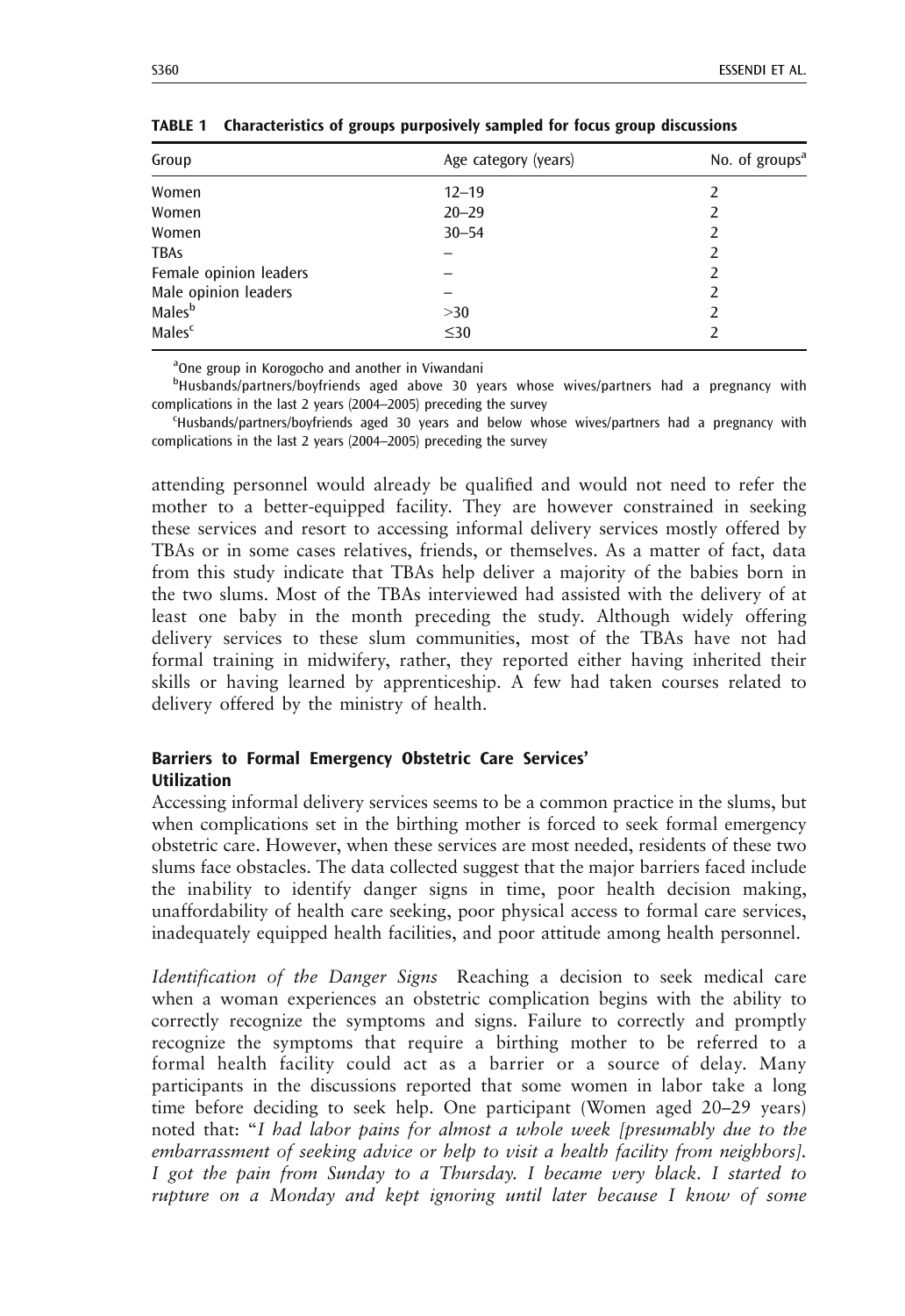**TABLE 1 Characteristics of groups purposively sampled for focus group discussions**

| Group | Age category (years) | No. of groups[a] |
|---|---|---|
| Women | 12–19 | 2 |
| Women | 20–29 | 2 |
| Women | 30–54 | 2 |
| TBAs | – | 2 |
| Female opinion leaders | – | 2 |
| Male opinion leaders | – | 2 |
| Males[b] | >30 | 2 |
| Males[c] | ≤30 | 2 |

[a]One group in Korogocho and another in Viwandani

[b]Husbands/partners/boyfriends aged above 30 years whose wives/partners had a pregnancy with complications in the last 2 years (2004–2005) preceding the survey

[c]Husbands/partners/boyfriends aged 30 years and below whose wives/partners had a pregnancy with complications in the last 2 years (2004–2005) preceding the survey

attending personnel would already be qualified and would not need to refer the mother to a better-equipped facility. They are however constrained in seeking these services and resort to accessing informal delivery services mostly offered by TBAs or in some cases relatives, friends, or themselves. As a matter of fact, data from this study indicate that TBAs help deliver a majority of the babies born in the two slums. Most of the TBAs interviewed had assisted with the delivery of at least one baby in the month preceding the study. Although widely offering delivery services to these slum communities, most of the TBAs have not had formal training in midwifery, rather, they reported either having inherited their skills or having learned by apprenticeship. A few had taken courses related to delivery offered by the ministry of health.

### Barriers to Formal Emergency Obstetric Care Services' Utilization

Accessing informal delivery services seems to be a common practice in the slums, but when complications set in the birthing mother is forced to seek formal emergency obstetric care. However, when these services are most needed, residents of these two slums face obstacles. The data collected suggest that the major barriers faced include the inability to identify danger signs in time, poor health decision making, unaffordability of health care seeking, poor physical access to formal care services, inadequately equipped health facilities, and poor attitude among health personnel.

*Identification of the Danger Signs* Reaching a decision to seek medical care when a woman experiences an obstetric complication begins with the ability to correctly recognize the symptoms and signs. Failure to correctly and promptly recognize the symptoms that require a birthing mother to be referred to a formal health facility could act as a barrier or a source of delay. Many participants in the discussions reported that some women in labor take a long time before deciding to seek help. One participant (Women aged 20–29 years) noted that: "*I had labor pains for almost a whole week [presumably due to the embarrassment of seeking advice or help to visit a health facility from neighbors]. I got the pain from Sunday to a Thursday. I became very black. I started to rupture on a Monday and kept ignoring until later because I know of some*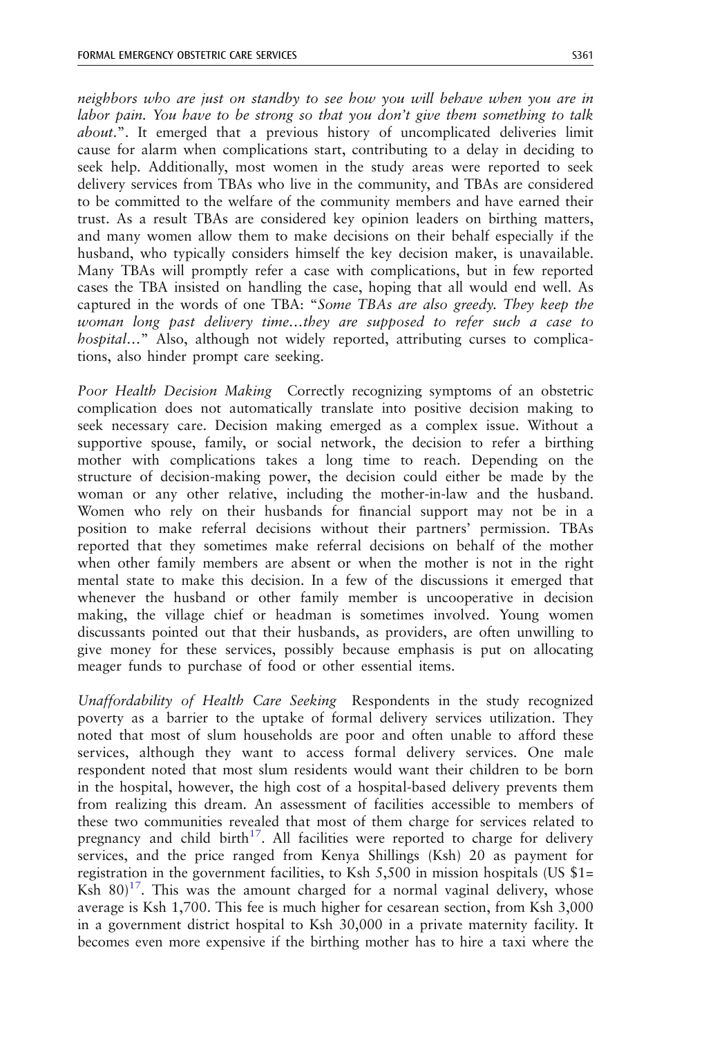*neighbors who are just on standby to see how you will behave when you are in labor pain. You have to be strong so that you don't give them something to talk about.*". It emerged that a previous history of uncomplicated deliveries limit cause for alarm when complications start, contributing to a delay in deciding to seek help. Additionally, most women in the study areas were reported to seek delivery services from TBAs who live in the community, and TBAs are considered to be committed to the welfare of the community members and have earned their trust. As a result TBAs are considered key opinion leaders on birthing matters, and many women allow them to make decisions on their behalf especially if the husband, who typically considers himself the key decision maker, is unavailable. Many TBAs will promptly refer a case with complications, but in few reported cases the TBA insisted on handling the case, hoping that all would end well. As captured in the words of one TBA: "*Some TBAs are also greedy. They keep the woman long past delivery time…they are supposed to refer such a case to hospital…*" Also, although not widely reported, attributing curses to complications, also hinder prompt care seeking.

*Poor Health Decision Making* Correctly recognizing symptoms of an obstetric complication does not automatically translate into positive decision making to seek necessary care. Decision making emerged as a complex issue. Without a supportive spouse, family, or social network, the decision to refer a birthing mother with complications takes a long time to reach. Depending on the structure of decision-making power, the decision could either be made by the woman or any other relative, including the mother-in-law and the husband. Women who rely on their husbands for financial support may not be in a position to make referral decisions without their partners' permission. TBAs reported that they sometimes make referral decisions on behalf of the mother when other family members are absent or when the mother is not in the right mental state to make this decision. In a few of the discussions it emerged that whenever the husband or other family member is uncooperative in decision making, the village chief or headman is sometimes involved. Young women discussants pointed out that their husbands, as providers, are often unwilling to give money for these services, possibly because emphasis is put on allocating meager funds to purchase of food or other essential items.

*Unaffordability of Health Care Seeking* Respondents in the study recognized poverty as a barrier to the uptake of formal delivery services utilization. They noted that most of slum households are poor and often unable to afford these services, although they want to access formal delivery services. One male respondent noted that most slum residents would want their children to be born in the hospital, however, the high cost of a hospital-based delivery prevents them from realizing this dream. An assessment of facilities accessible to members of these two communities revealed that most of them charge for services related to pregnancy and child birth[17]. All facilities were reported to charge for delivery services, and the price ranged from Kenya Shillings (Ksh) 20 as payment for registration in the government facilities, to Ksh 5,500 in mission hospitals (US $1= Ksh 80)[17]. This was the amount charged for a normal vaginal delivery, whose average is Ksh 1,700. This fee is much higher for cesarean section, from Ksh 3,000 in a government district hospital to Ksh 30,000 in a private maternity facility. It becomes even more expensive if the birthing mother has to hire a taxi where the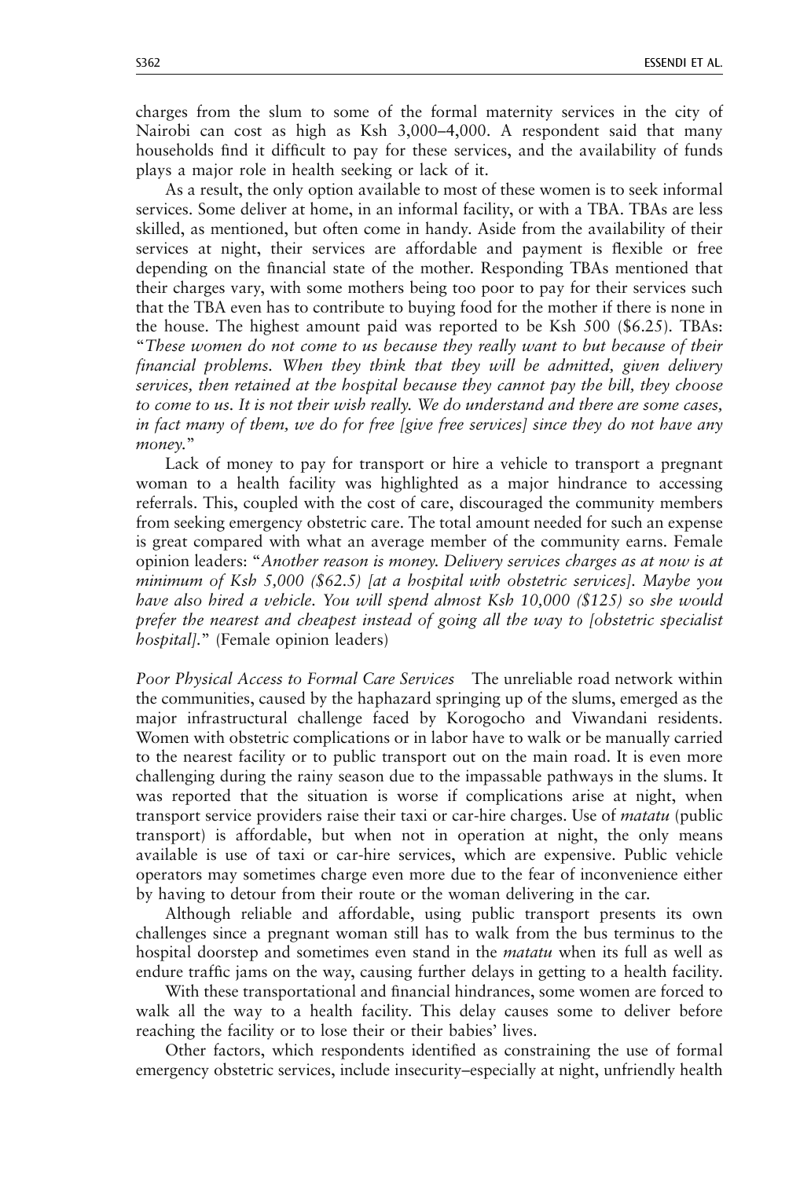charges from the slum to some of the formal maternity services in the city of Nairobi can cost as high as Ksh 3,000–4,000. A respondent said that many households find it difficult to pay for these services, and the availability of funds plays a major role in health seeking or lack of it.

As a result, the only option available to most of these women is to seek informal services. Some deliver at home, in an informal facility, or with a TBA. TBAs are less skilled, as mentioned, but often come in handy. Aside from the availability of their services at night, their services are affordable and payment is flexible or free depending on the financial state of the mother. Responding TBAs mentioned that their charges vary, with some mothers being too poor to pay for their services such that the TBA even has to contribute to buying food for the mother if there is none in the house. The highest amount paid was reported to be Ksh 500 ($6.25). TBAs: "*These women do not come to us because they really want to but because of their financial problems. When they think that they will be admitted, given delivery services, then retained at the hospital because they cannot pay the bill, they choose to come to us. It is not their wish really. We do understand and there are some cases, in fact many of them, we do for free [give free services] since they do not have any money.*"

Lack of money to pay for transport or hire a vehicle to transport a pregnant woman to a health facility was highlighted as a major hindrance to accessing referrals. This, coupled with the cost of care, discouraged the community members from seeking emergency obstetric care. The total amount needed for such an expense is great compared with what an average member of the community earns. Female opinion leaders: "*Another reason is money. Delivery services charges as at now is at minimum of Ksh 5,000 ($62.5) [at a hospital with obstetric services]. Maybe you have also hired a vehicle. You will spend almost Ksh 10,000 ($125) so she would prefer the nearest and cheapest instead of going all the way to [obstetric specialist hospital].*" (Female opinion leaders)

*Poor Physical Access to Formal Care Services* The unreliable road network within the communities, caused by the haphazard springing up of the slums, emerged as the major infrastructural challenge faced by Korogocho and Viwandani residents. Women with obstetric complications or in labor have to walk or be manually carried to the nearest facility or to public transport out on the main road. It is even more challenging during the rainy season due to the impassable pathways in the slums. It was reported that the situation is worse if complications arise at night, when transport service providers raise their taxi or car-hire charges. Use of *matatu* (public transport) is affordable, but when not in operation at night, the only means available is use of taxi or car-hire services, which are expensive. Public vehicle operators may sometimes charge even more due to the fear of inconvenience either by having to detour from their route or the woman delivering in the car.

Although reliable and affordable, using public transport presents its own challenges since a pregnant woman still has to walk from the bus terminus to the hospital doorstep and sometimes even stand in the *matatu* when its full as well as endure traffic jams on the way, causing further delays in getting to a health facility.

With these transportational and financial hindrances, some women are forced to walk all the way to a health facility. This delay causes some to deliver before reaching the facility or to lose their or their babies' lives.

Other factors, which respondents identified as constraining the use of formal emergency obstetric services, include insecurity–especially at night, unfriendly health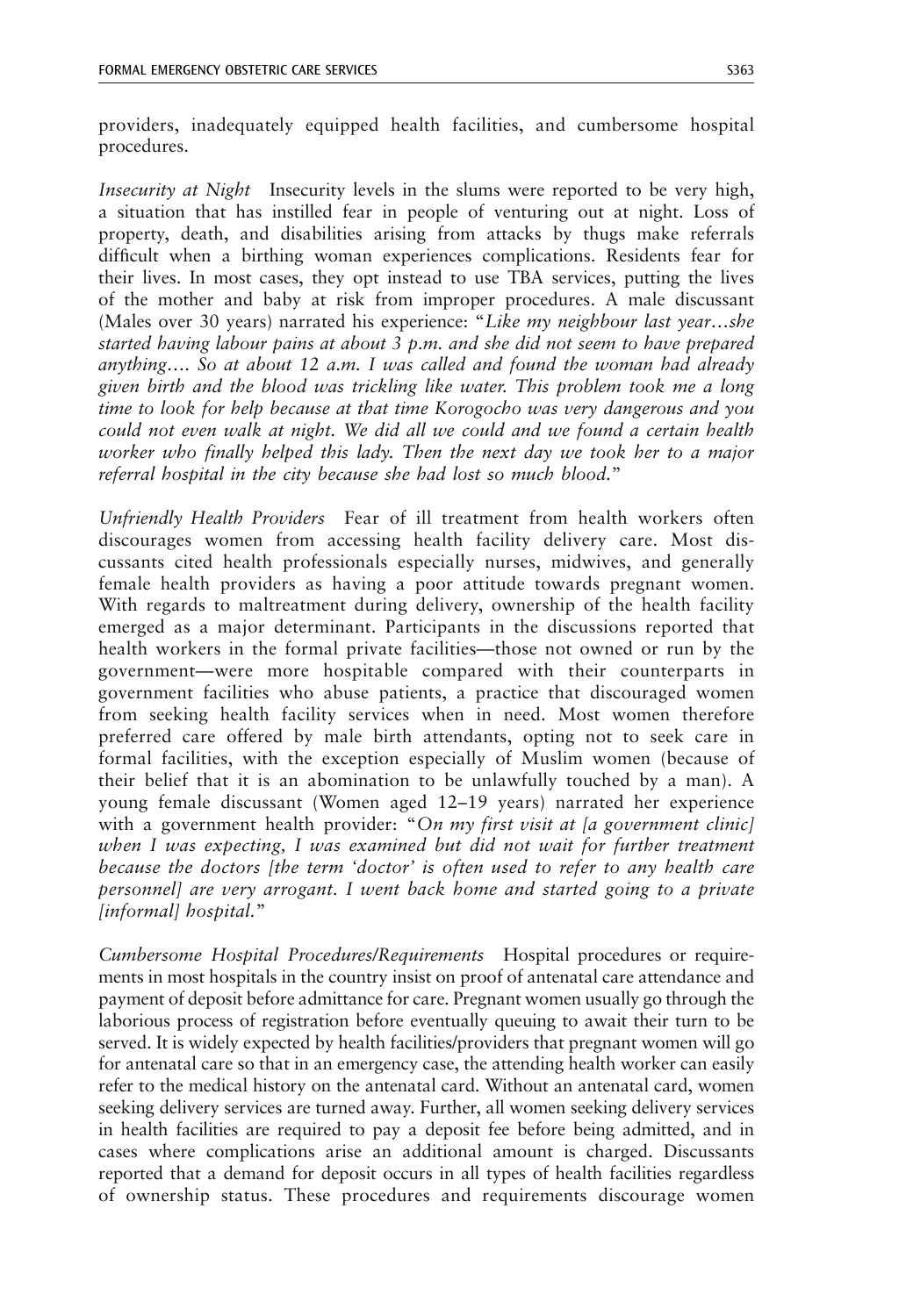providers, inadequately equipped health facilities, and cumbersome hospital procedures.

*Insecurity at Night* Insecurity levels in the slums were reported to be very high, a situation that has instilled fear in people of venturing out at night. Loss of property, death, and disabilities arising from attacks by thugs make referrals difficult when a birthing woman experiences complications. Residents fear for their lives. In most cases, they opt instead to use TBA services, putting the lives of the mother and baby at risk from improper procedures. A male discussant (Males over 30 years) narrated his experience: "*Like my neighbour last year…she started having labour pains at about 3 p.m. and she did not seem to have prepared anything…. So at about 12 a.m. I was called and found the woman had already given birth and the blood was trickling like water. This problem took me a long time to look for help because at that time Korogocho was very dangerous and you could not even walk at night. We did all we could and we found a certain health worker who finally helped this lady. Then the next day we took her to a major referral hospital in the city because she had lost so much blood.*"

*Unfriendly Health Providers* Fear of ill treatment from health workers often discourages women from accessing health facility delivery care. Most discussants cited health professionals especially nurses, midwives, and generally female health providers as having a poor attitude towards pregnant women. With regards to maltreatment during delivery, ownership of the health facility emerged as a major determinant. Participants in the discussions reported that health workers in the formal private facilities—those not owned or run by the government—were more hospitable compared with their counterparts in government facilities who abuse patients, a practice that discouraged women from seeking health facility services when in need. Most women therefore preferred care offered by male birth attendants, opting not to seek care in formal facilities, with the exception especially of Muslim women (because of their belief that it is an abomination to be unlawfully touched by a man). A young female discussant (Women aged 12–19 years) narrated her experience with a government health provider: "*On my first visit at [a government clinic] when I was expecting, I was examined but did not wait for further treatment because the doctors [the term 'doctor' is often used to refer to any health care personnel] are very arrogant. I went back home and started going to a private [informal] hospital.*"

*Cumbersome Hospital Procedures/Requirements* Hospital procedures or requirements in most hospitals in the country insist on proof of antenatal care attendance and payment of deposit before admittance for care. Pregnant women usually go through the laborious process of registration before eventually queuing to await their turn to be served. It is widely expected by health facilities/providers that pregnant women will go for antenatal care so that in an emergency case, the attending health worker can easily refer to the medical history on the antenatal card. Without an antenatal card, women seeking delivery services are turned away. Further, all women seeking delivery services in health facilities are required to pay a deposit fee before being admitted, and in cases where complications arise an additional amount is charged. Discussants reported that a demand for deposit occurs in all types of health facilities regardless of ownership status. These procedures and requirements discourage women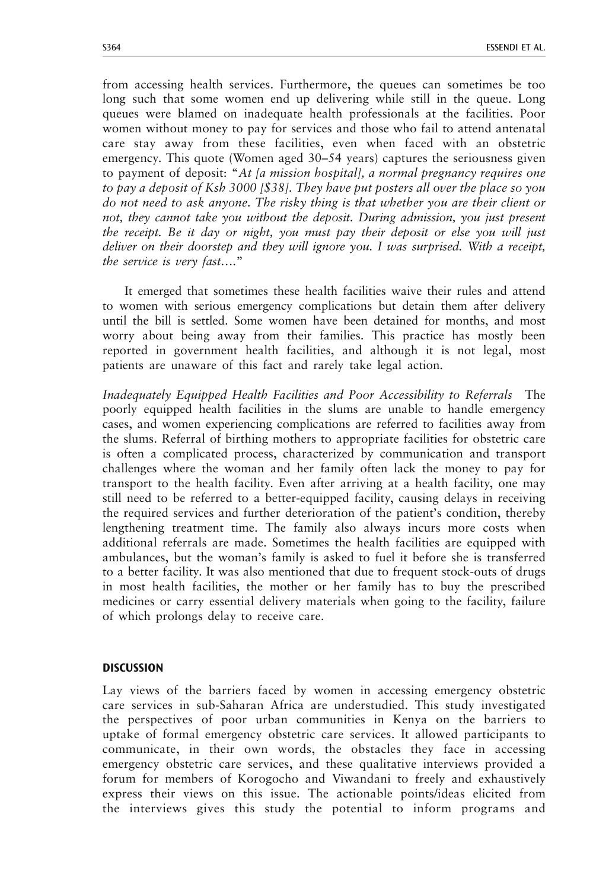from accessing health services. Furthermore, the queues can sometimes be too long such that some women end up delivering while still in the queue. Long queues were blamed on inadequate health professionals at the facilities. Poor women without money to pay for services and those who fail to attend antenatal care stay away from these facilities, even when faced with an obstetric emergency. This quote (Women aged 30–54 years) captures the seriousness given to payment of deposit: "*At [a mission hospital], a normal pregnancy requires one to pay a deposit of Ksh 3000 [$38]. They have put posters all over the place so you do not need to ask anyone. The risky thing is that whether you are their client or not, they cannot take you without the deposit. During admission, you just present the receipt. Be it day or night, you must pay their deposit or else you will just deliver on their doorstep and they will ignore you. I was surprised. With a receipt, the service is very fast….*"

It emerged that sometimes these health facilities waive their rules and attend to women with serious emergency complications but detain them after delivery until the bill is settled. Some women have been detained for months, and most worry about being away from their families. This practice has mostly been reported in government health facilities, and although it is not legal, most patients are unaware of this fact and rarely take legal action.

*Inadequately Equipped Health Facilities and Poor Accessibility to Referrals* The poorly equipped health facilities in the slums are unable to handle emergency cases, and women experiencing complications are referred to facilities away from the slums. Referral of birthing mothers to appropriate facilities for obstetric care is often a complicated process, characterized by communication and transport challenges where the woman and her family often lack the money to pay for transport to the health facility. Even after arriving at a health facility, one may still need to be referred to a better-equipped facility, causing delays in receiving the required services and further deterioration of the patient's condition, thereby lengthening treatment time. The family also always incurs more costs when additional referrals are made. Sometimes the health facilities are equipped with ambulances, but the woman's family is asked to fuel it before she is transferred to a better facility. It was also mentioned that due to frequent stock-outs of drugs in most health facilities, the mother or her family has to buy the prescribed medicines or carry essential delivery materials when going to the facility, failure of which prolongs delay to receive care.

## DISCUSSION

Lay views of the barriers faced by women in accessing emergency obstetric care services in sub-Saharan Africa are understudied. This study investigated the perspectives of poor urban communities in Kenya on the barriers to uptake of formal emergency obstetric care services. It allowed participants to communicate, in their own words, the obstacles they face in accessing emergency obstetric care services, and these qualitative interviews provided a forum for members of Korogocho and Viwandani to freely and exhaustively express their views on this issue. The actionable points/ideas elicited from the interviews gives this study the potential to inform programs and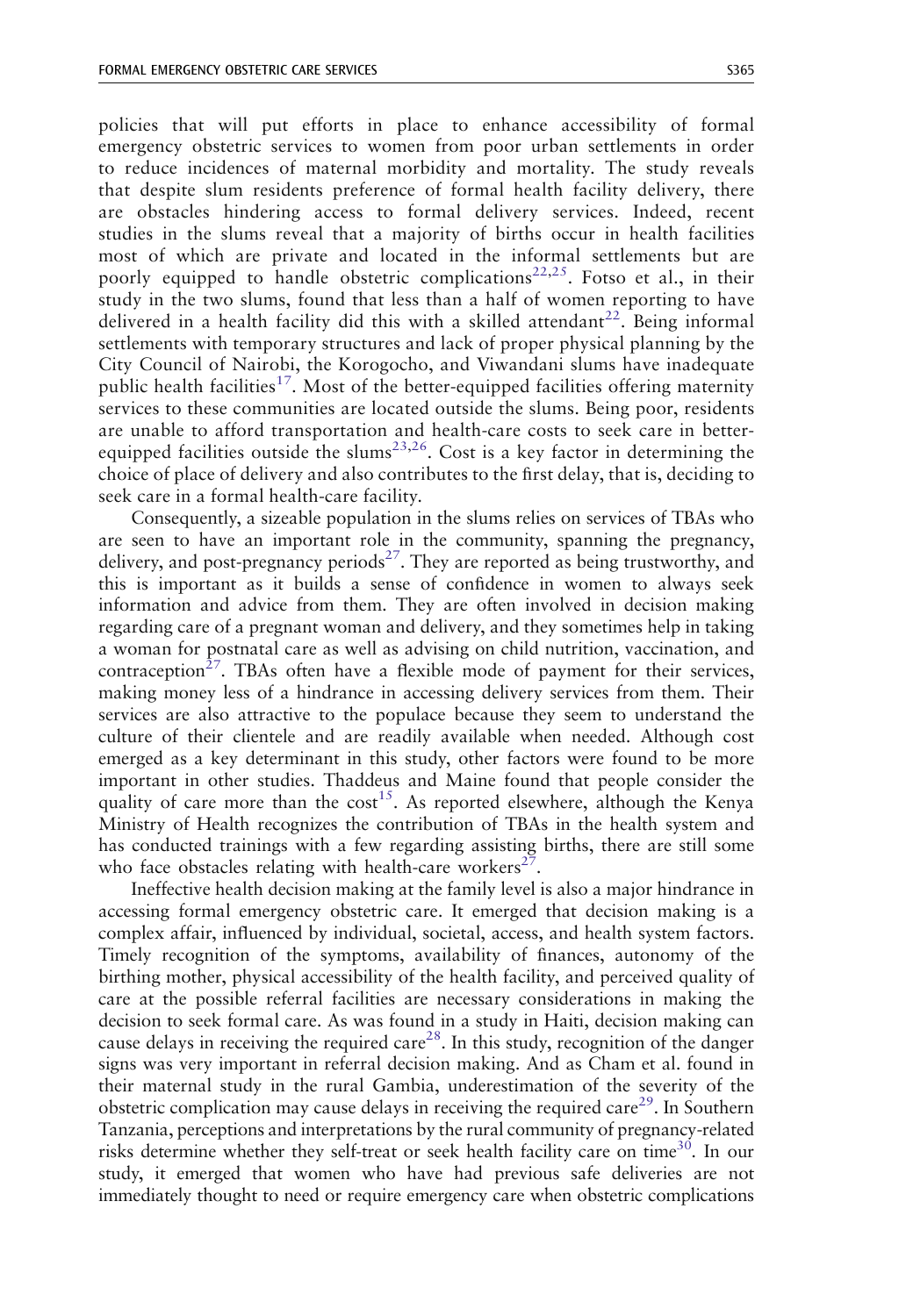policies that will put efforts in place to enhance accessibility of formal emergency obstetric services to women from poor urban settlements in order to reduce incidences of maternal morbidity and mortality. The study reveals that despite slum residents preference of formal health facility delivery, there are obstacles hindering access to formal delivery services. Indeed, recent studies in the slums reveal that a majority of births occur in health facilities most of which are private and located in the informal settlements but are poorly equipped to handle obstetric complications[22,25]. Fotso et al., in their study in the two slums, found that less than a half of women reporting to have delivered in a health facility did this with a skilled attendant[22]. Being informal settlements with temporary structures and lack of proper physical planning by the City Council of Nairobi, the Korogocho, and Viwandani slums have inadequate public health facilities[17]. Most of the better-equipped facilities offering maternity services to these communities are located outside the slums. Being poor, residents are unable to afford transportation and health-care costs to seek care in better-equipped facilities outside the slums[23,26]. Cost is a key factor in determining the choice of place of delivery and also contributes to the first delay, that is, deciding to seek care in a formal health-care facility.

Consequently, a sizeable population in the slums relies on services of TBAs who are seen to have an important role in the community, spanning the pregnancy, delivery, and post-pregnancy periods[27]. They are reported as being trustworthy, and this is important as it builds a sense of confidence in women to always seek information and advice from them. They are often involved in decision making regarding care of a pregnant woman and delivery, and they sometimes help in taking a woman for postnatal care as well as advising on child nutrition, vaccination, and contraception[27]. TBAs often have a flexible mode of payment for their services, making money less of a hindrance in accessing delivery services from them. Their services are also attractive to the populace because they seem to understand the culture of their clientele and are readily available when needed. Although cost emerged as a key determinant in this study, other factors were found to be more important in other studies. Thaddeus and Maine found that people consider the quality of care more than the cost[15]. As reported elsewhere, although the Kenya Ministry of Health recognizes the contribution of TBAs in the health system and has conducted trainings with a few regarding assisting births, there are still some who face obstacles relating with health-care workers[27].

Ineffective health decision making at the family level is also a major hindrance in accessing formal emergency obstetric care. It emerged that decision making is a complex affair, influenced by individual, societal, access, and health system factors. Timely recognition of the symptoms, availability of finances, autonomy of the birthing mother, physical accessibility of the health facility, and perceived quality of care at the possible referral facilities are necessary considerations in making the decision to seek formal care. As was found in a study in Haiti, decision making can cause delays in receiving the required care[28]. In this study, recognition of the danger signs was very important in referral decision making. And as Cham et al. found in their maternal study in the rural Gambia, underestimation of the severity of the obstetric complication may cause delays in receiving the required care[29]. In Southern Tanzania, perceptions and interpretations by the rural community of pregnancy-related risks determine whether they self-treat or seek health facility care on time[30]. In our study, it emerged that women who have had previous safe deliveries are not immediately thought to need or require emergency care when obstetric complications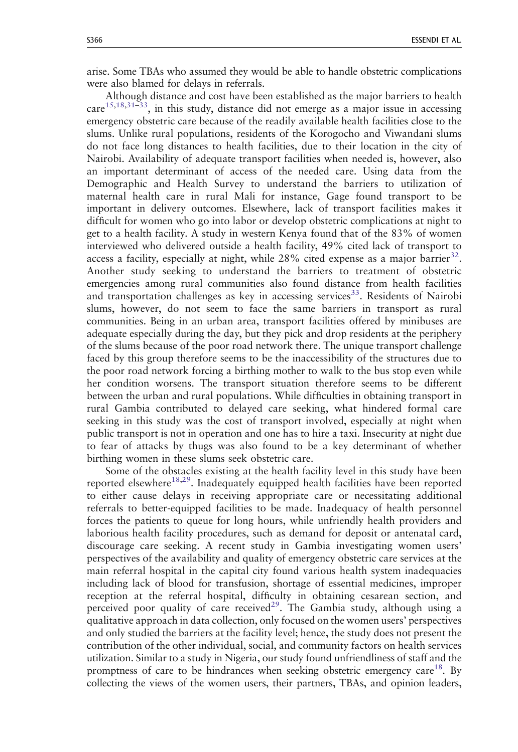arise. Some TBAs who assumed they would be able to handle obstetric complications were also blamed for delays in referrals.

Although distance and cost have been established as the major barriers to health care[15,18,31–33], in this study, distance did not emerge as a major issue in accessing emergency obstetric care because of the readily available health facilities close to the slums. Unlike rural populations, residents of the Korogocho and Viwandani slums do not face long distances to health facilities, due to their location in the city of Nairobi. Availability of adequate transport facilities when needed is, however, also an important determinant of access of the needed care. Using data from the Demographic and Health Survey to understand the barriers to utilization of maternal health care in rural Mali for instance, Gage found transport to be important in delivery outcomes. Elsewhere, lack of transport facilities makes it difficult for women who go into labor or develop obstetric complications at night to get to a health facility. A study in western Kenya found that of the 83% of women interviewed who delivered outside a health facility, 49% cited lack of transport to access a facility, especially at night, while 28% cited expense as a major barrier[32]. Another study seeking to understand the barriers to treatment of obstetric emergencies among rural communities also found distance from health facilities and transportation challenges as key in accessing services[33]. Residents of Nairobi slums, however, do not seem to face the same barriers in transport as rural communities. Being in an urban area, transport facilities offered by minibuses are adequate especially during the day, but they pick and drop residents at the periphery of the slums because of the poor road network there. The unique transport challenge faced by this group therefore seems to be the inaccessibility of the structures due to the poor road network forcing a birthing mother to walk to the bus stop even while her condition worsens. The transport situation therefore seems to be different between the urban and rural populations. While difficulties in obtaining transport in rural Gambia contributed to delayed care seeking, what hindered formal care seeking in this study was the cost of transport involved, especially at night when public transport is not in operation and one has to hire a taxi. Insecurity at night due to fear of attacks by thugs was also found to be a key determinant of whether birthing women in these slums seek obstetric care.

Some of the obstacles existing at the health facility level in this study have been reported elsewhere[18,29]. Inadequately equipped health facilities have been reported to either cause delays in receiving appropriate care or necessitating additional referrals to better-equipped facilities to be made. Inadequacy of health personnel forces the patients to queue for long hours, while unfriendly health providers and laborious health facility procedures, such as demand for deposit or antenatal card, discourage care seeking. A recent study in Gambia investigating women users' perspectives of the availability and quality of emergency obstetric care services at the main referral hospital in the capital city found various health system inadequacies including lack of blood for transfusion, shortage of essential medicines, improper reception at the referral hospital, difficulty in obtaining cesarean section, and perceived poor quality of care received[29]. The Gambia study, although using a qualitative approach in data collection, only focused on the women users' perspectives and only studied the barriers at the facility level; hence, the study does not present the contribution of the other individual, social, and community factors on health services utilization. Similar to a study in Nigeria, our study found unfriendliness of staff and the promptness of care to be hindrances when seeking obstetric emergency care[18]. By collecting the views of the women users, their partners, TBAs, and opinion leaders,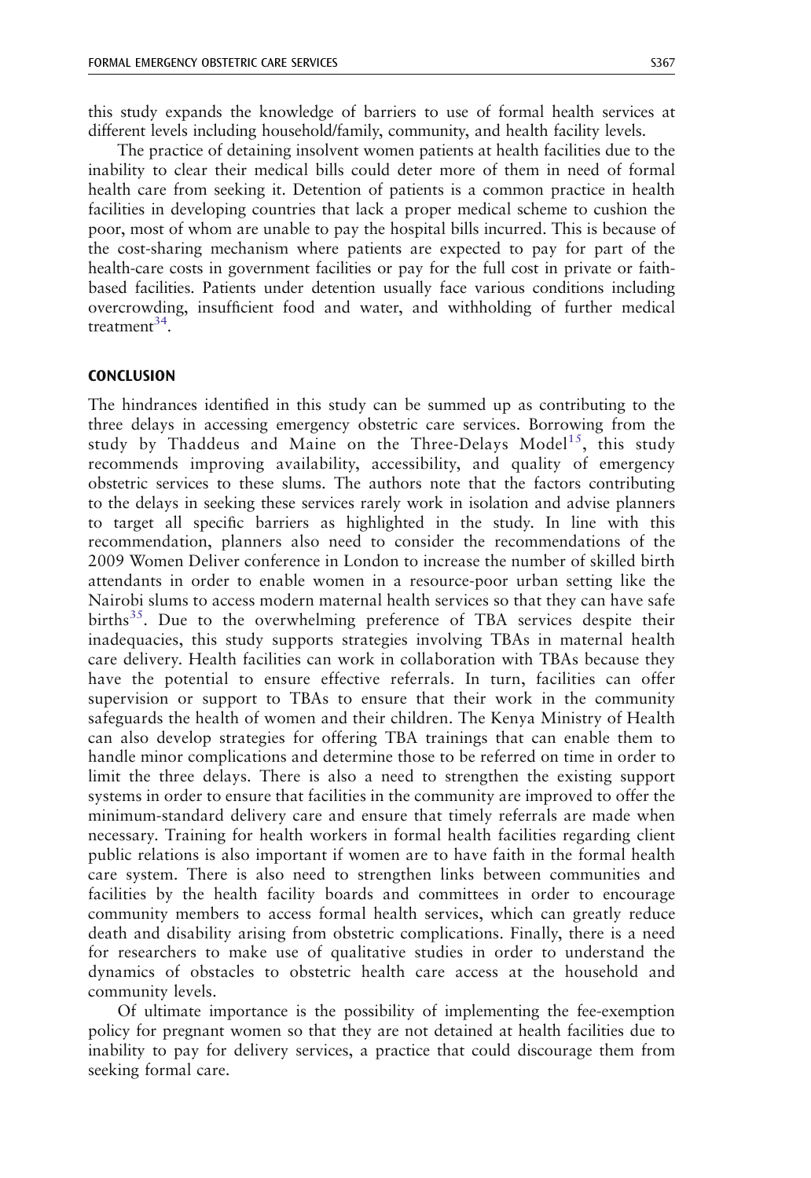this study expands the knowledge of barriers to use of formal health services at different levels including household/family, community, and health facility levels.

The practice of detaining insolvent women patients at health facilities due to the inability to clear their medical bills could deter more of them in need of formal health care from seeking it. Detention of patients is a common practice in health facilities in developing countries that lack a proper medical scheme to cushion the poor, most of whom are unable to pay the hospital bills incurred. This is because of the cost-sharing mechanism where patients are expected to pay for part of the health-care costs in government facilities or pay for the full cost in private or faith-based facilities. Patients under detention usually face various conditions including overcrowding, insufficient food and water, and withholding of further medical treatment[34].

## CONCLUSION

The hindrances identified in this study can be summed up as contributing to the three delays in accessing emergency obstetric care services. Borrowing from the study by Thaddeus and Maine on the Three-Delays Model[15], this study recommends improving availability, accessibility, and quality of emergency obstetric services to these slums. The authors note that the factors contributing to the delays in seeking these services rarely work in isolation and advise planners to target all specific barriers as highlighted in the study. In line with this recommendation, planners also need to consider the recommendations of the 2009 Women Deliver conference in London to increase the number of skilled birth attendants in order to enable women in a resource-poor urban setting like the Nairobi slums to access modern maternal health services so that they can have safe births[35]. Due to the overwhelming preference of TBA services despite their inadequacies, this study supports strategies involving TBAs in maternal health care delivery. Health facilities can work in collaboration with TBAs because they have the potential to ensure effective referrals. In turn, facilities can offer supervision or support to TBAs to ensure that their work in the community safeguards the health of women and their children. The Kenya Ministry of Health can also develop strategies for offering TBA trainings that can enable them to handle minor complications and determine those to be referred on time in order to limit the three delays. There is also a need to strengthen the existing support systems in order to ensure that facilities in the community are improved to offer the minimum-standard delivery care and ensure that timely referrals are made when necessary. Training for health workers in formal health facilities regarding client public relations is also important if women are to have faith in the formal health care system. There is also need to strengthen links between communities and facilities by the health facility boards and committees in order to encourage community members to access formal health services, which can greatly reduce death and disability arising from obstetric complications. Finally, there is a need for researchers to make use of qualitative studies in order to understand the dynamics of obstacles to obstetric health care access at the household and community levels.

Of ultimate importance is the possibility of implementing the fee-exemption policy for pregnant women so that they are not detained at health facilities due to inability to pay for delivery services, a practice that could discourage them from seeking formal care.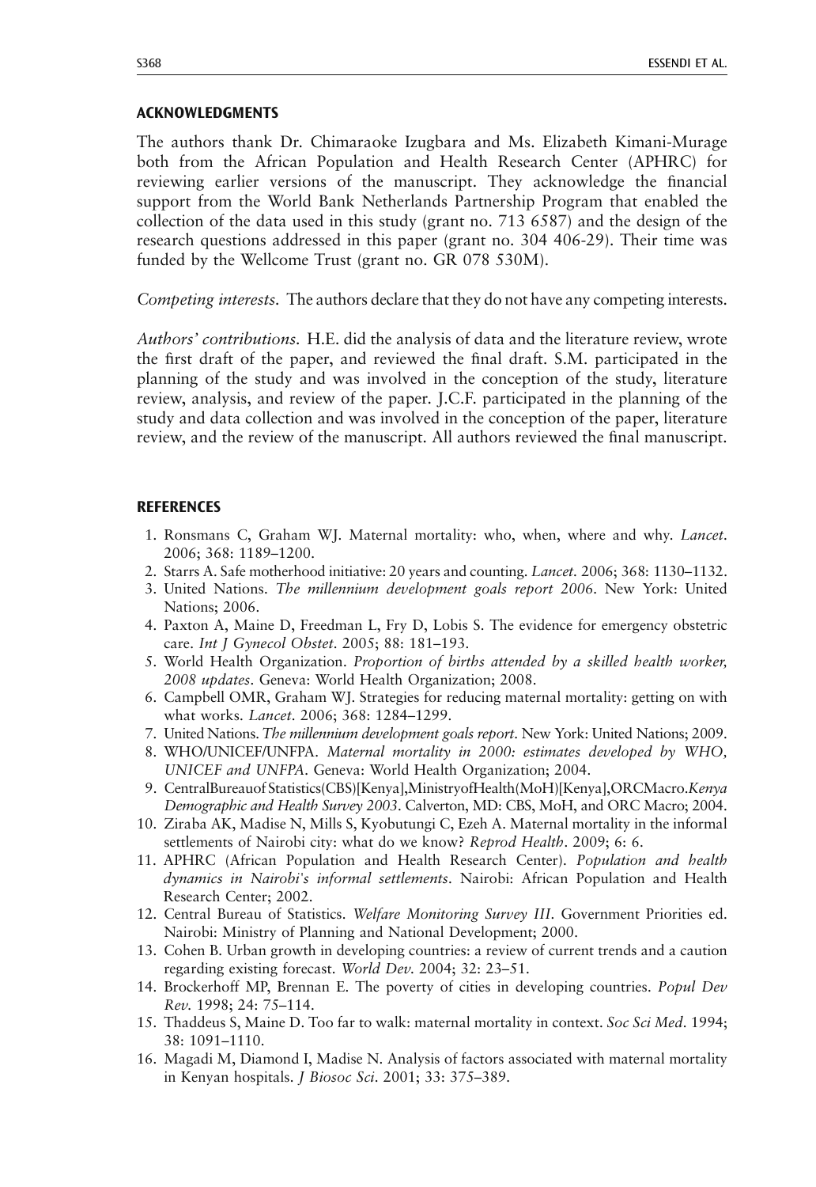## ACKNOWLEDGMENTS

The authors thank Dr. Chimaraoke Izugbara and Ms. Elizabeth Kimani-Murage both from the African Population and Health Research Center (APHRC) for reviewing earlier versions of the manuscript. They acknowledge the financial support from the World Bank Netherlands Partnership Program that enabled the collection of the data used in this study (grant no. 713 6587) and the design of the research questions addressed in this paper (grant no. 304 406-29). Their time was funded by the Wellcome Trust (grant no. GR 078 530M).

*Competing interests.* The authors declare that they do not have any competing interests.

*Authors' contributions.* H.E. did the analysis of data and the literature review, wrote the first draft of the paper, and reviewed the final draft. S.M. participated in the planning of the study and was involved in the conception of the study, literature review, analysis, and review of the paper. J.C.F. participated in the planning of the study and data collection and was involved in the conception of the paper, literature review, and the review of the manuscript. All authors reviewed the final manuscript.

## REFERENCES

1. Ronsmans C, Graham WJ. Maternal mortality: who, when, where and why. *Lancet*. 2006; 368: 1189–1200.
2. Starrs A. Safe motherhood initiative: 20 years and counting. *Lancet*. 2006; 368: 1130–1132.
3. United Nations. *The millennium development goals report 2006*. New York: United Nations; 2006.
4. Paxton A, Maine D, Freedman L, Fry D, Lobis S. The evidence for emergency obstetric care. *Int J Gynecol Obstet*. 2005; 88: 181–193.
5. World Health Organization. *Proportion of births attended by a skilled health worker, 2008 updates*. Geneva: World Health Organization; 2008.
6. Campbell OMR, Graham WJ. Strategies for reducing maternal mortality: getting on with what works. *Lancet*. 2006; 368: 1284–1299.
7. United Nations. *The millennium development goals report*. New York: United Nations; 2009.
8. WHO/UNICEF/UNFPA. *Maternal mortality in 2000: estimates developed by WHO, UNICEF and UNFPA*. Geneva: World Health Organization; 2004.
9. CentralBureauofStatistics(CBS)[Kenya],MinistryofHealth(MoH)[Kenya],ORCMacro.*Kenya Demographic and Health Survey 2003*. Calverton, MD: CBS, MoH, and ORC Macro; 2004.
10. Ziraba AK, Madise N, Mills S, Kyobutungi C, Ezeh A. Maternal mortality in the informal settlements of Nairobi city: what do we know? *Reprod Health*. 2009; 6: 6.
11. APHRC (African Population and Health Research Center). *Population and health dynamics in Nairobi's informal settlements*. Nairobi: African Population and Health Research Center; 2002.
12. Central Bureau of Statistics. *Welfare Monitoring Survey III*. Government Priorities ed. Nairobi: Ministry of Planning and National Development; 2000.
13. Cohen B. Urban growth in developing countries: a review of current trends and a caution regarding existing forecast. *World Dev*. 2004; 32: 23–51.
14. Brockerhoff MP, Brennan E. The poverty of cities in developing countries. *Popul Dev Rev*. 1998; 24: 75–114.
15. Thaddeus S, Maine D. Too far to walk: maternal mortality in context. *Soc Sci Med*. 1994; 38: 1091–1110.
16. Magadi M, Diamond I, Madise N. Analysis of factors associated with maternal mortality in Kenyan hospitals. *J Biosoc Sci*. 2001; 33: 375–389.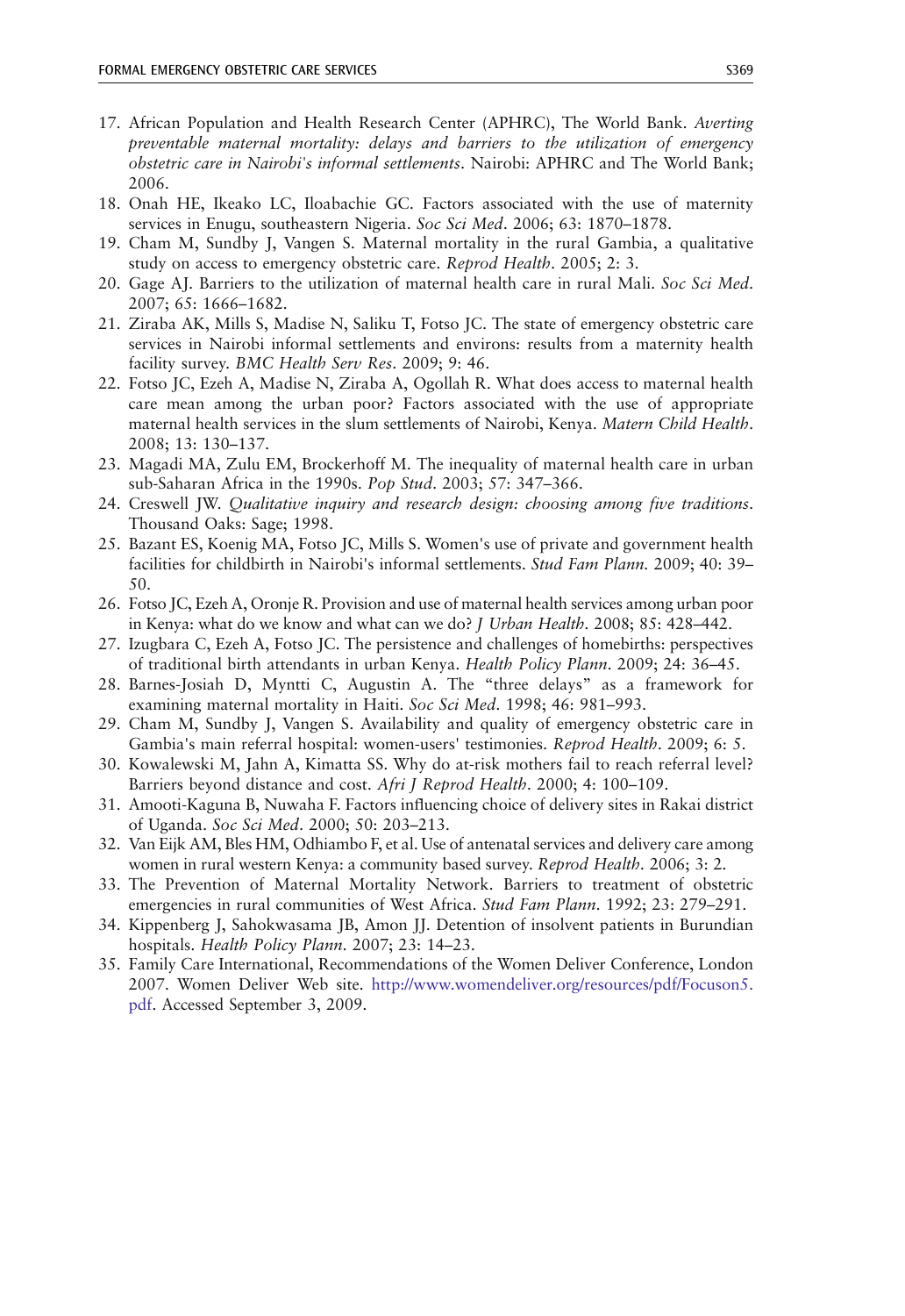17. African Population and Health Research Center (APHRC), The World Bank. *Averting preventable maternal mortality: delays and barriers to the utilization of emergency obstetric care in Nairobi's informal settlements*. Nairobi: APHRC and The World Bank; 2006.
18. Onah HE, Ikeako LC, Iloabachie GC. Factors associated with the use of maternity services in Enugu, southeastern Nigeria. *Soc Sci Med*. 2006; 63: 1870–1878.
19. Cham M, Sundby J, Vangen S. Maternal mortality in the rural Gambia, a qualitative study on access to emergency obstetric care. *Reprod Health*. 2005; 2: 3.
20. Gage AJ. Barriers to the utilization of maternal health care in rural Mali. *Soc Sci Med*. 2007; 65: 1666–1682.
21. Ziraba AK, Mills S, Madise N, Saliku T, Fotso JC. The state of emergency obstetric care services in Nairobi informal settlements and environs: results from a maternity health facility survey. *BMC Health Serv Res*. 2009; 9: 46.
22. Fotso JC, Ezeh A, Madise N, Ziraba A, Ogollah R. What does access to maternal health care mean among the urban poor? Factors associated with the use of appropriate maternal health services in the slum settlements of Nairobi, Kenya. *Matern Child Health*. 2008; 13: 130–137.
23. Magadi MA, Zulu EM, Brockerhoff M. The inequality of maternal health care in urban sub-Saharan Africa in the 1990s. *Pop Stud*. 2003; 57: 347–366.
24. Creswell JW. *Qualitative inquiry and research design: choosing among five traditions*. Thousand Oaks: Sage; 1998.
25. Bazant ES, Koenig MA, Fotso JC, Mills S. Women's use of private and government health facilities for childbirth in Nairobi's informal settlements. *Stud Fam Plann*. 2009; 40: 39–50.
26. Fotso JC, Ezeh A, Oronje R. Provision and use of maternal health services among urban poor in Kenya: what do we know and what can we do? *J Urban Health*. 2008; 85: 428–442.
27. Izugbara C, Ezeh A, Fotso JC. The persistence and challenges of homebirths: perspectives of traditional birth attendants in urban Kenya. *Health Policy Plann*. 2009; 24: 36–45.
28. Barnes-Josiah D, Myntti C, Augustin A. The "three delays" as a framework for examining maternal mortality in Haiti. *Soc Sci Med*. 1998; 46: 981–993.
29. Cham M, Sundby J, Vangen S. Availability and quality of emergency obstetric care in Gambia's main referral hospital: women-users' testimonies. *Reprod Health*. 2009; 6: 5.
30. Kowalewski M, Jahn A, Kimatta SS. Why do at-risk mothers fail to reach referral level? Barriers beyond distance and cost. *Afri J Reprod Health*. 2000; 4: 100–109.
31. Amooti-Kaguna B, Nuwaha F. Factors influencing choice of delivery sites in Rakai district of Uganda. *Soc Sci Med*. 2000; 50: 203–213.
32. Van Eijk AM, Bles HM, Odhiambo F, et al. Use of antenatal services and delivery care among women in rural western Kenya: a community based survey. *Reprod Health*. 2006; 3: 2.
33. The Prevention of Maternal Mortality Network. Barriers to treatment of obstetric emergencies in rural communities of West Africa. *Stud Fam Plann*. 1992; 23: 279–291.
34. Kippenberg J, Sahokwasama JB, Amon JJ. Detention of insolvent patients in Burundian hospitals. *Health Policy Plann*. 2007; 23: 14–23.
35. Family Care International, Recommendations of the Women Deliver Conference, London 2007. Women Deliver Web site. http://www.womendeliver.org/resources/pdf/Focuson5.pdf. Accessed September 3, 2009.